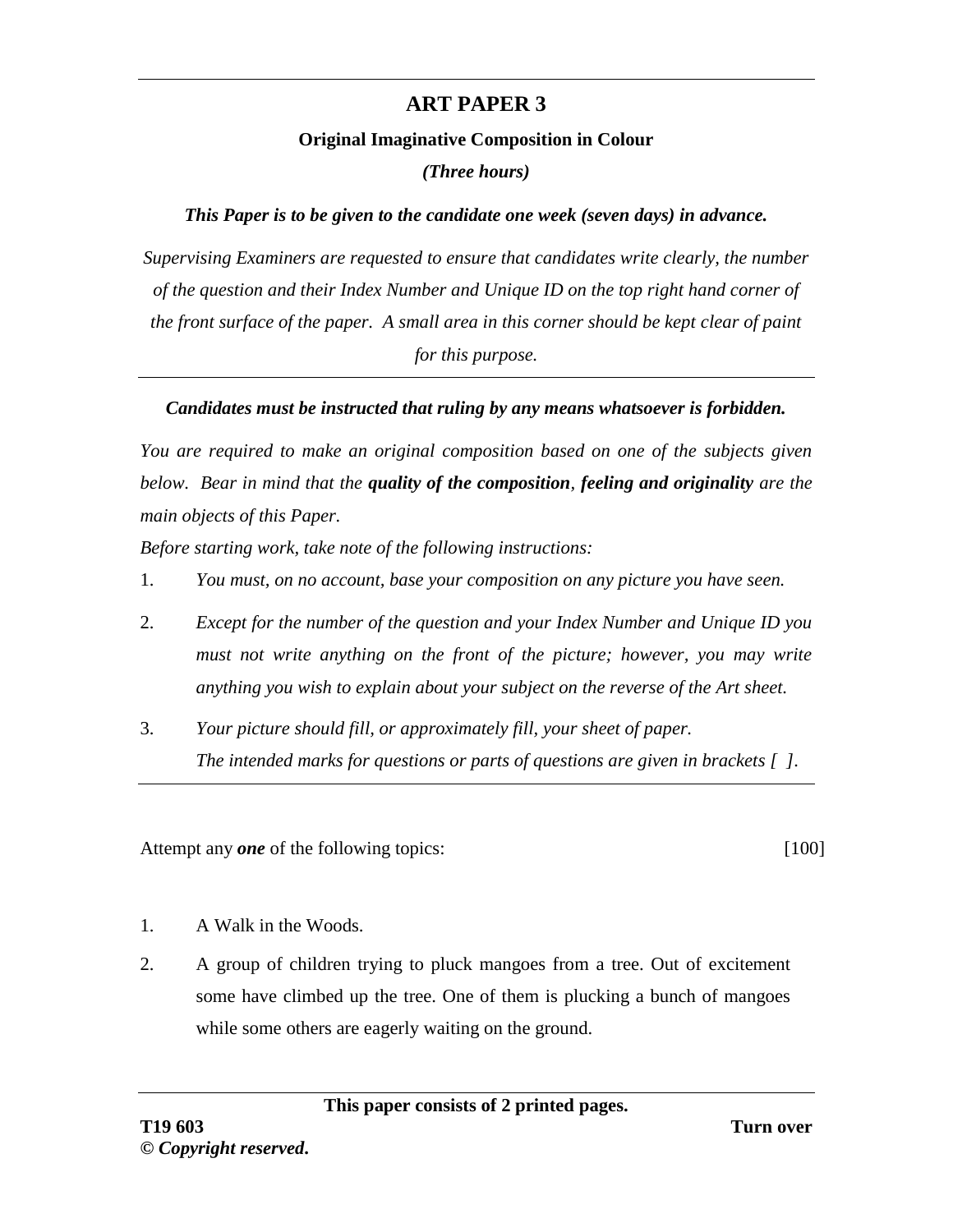# ART PAPER 3

### Original Imaginative Composition in Colour

*(Three hours)*

***This Paper is to be given to the candidate one week (seven days) in advance.***

*Supervising Examiners are requested to ensure that candidates write clearly, the number of the question and their Index Number and Unique ID on the top right hand corner of the front surface of the paper. A small area in this corner should be kept clear of paint for this purpose.*

---

***Candidates must be instructed that ruling by any means whatsoever is forbidden.***

*You are required to make an original composition based on one of the subjects given below. Bear in mind that the **quality of the composition**, **feeling and originality** are the main objects of this Paper.*

*Before starting work, take note of the following instructions:*

1. *You must, on no account, base your composition on any picture you have seen.*
2. *Except for the number of the question and your Index Number and Unique ID you must not write anything on the front of the picture; however, you may write anything you wish to explain about your subject on the reverse of the Art sheet.*
3. *Your picture should fill, or approximately fill, your sheet of paper.*
   *The intended marks for questions or parts of questions are given in brackets [ ].*

---

Attempt any ***one*** of the following topics: [100]

1. A Walk in the Woods.
2. A group of children trying to pluck mangoes from a tree. Out of excitement some have climbed up the tree. One of them is plucking a bunch of mangoes while some others are eagerly waiting on the ground.

**This paper consists of 2 printed pages.**

**T19 603** **Turn over**

**© *Copyright reserved.***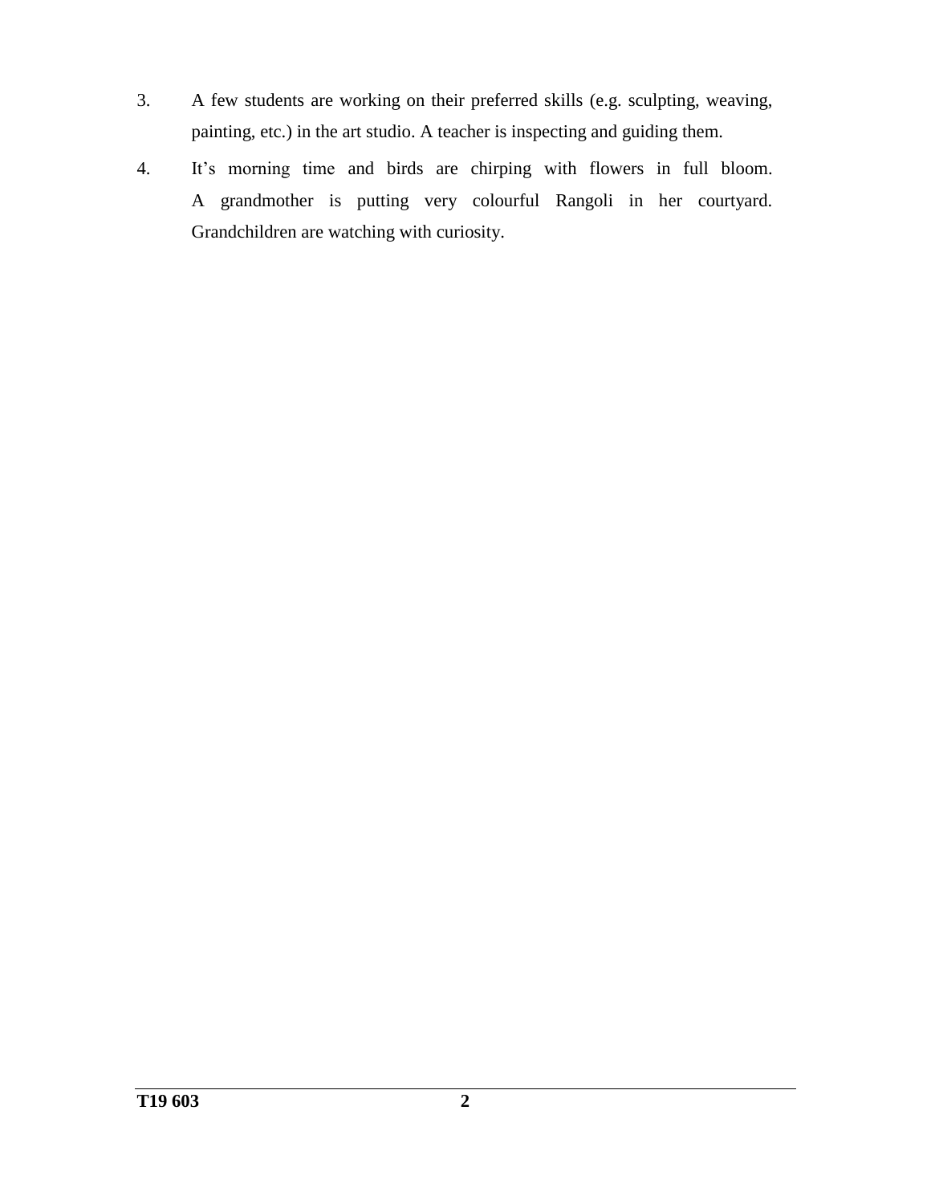3. A few students are working on their preferred skills (e.g. sculpting, weaving, painting, etc.) in the art studio. A teacher is inspecting and guiding them.

4. It's morning time and birds are chirping with flowers in full bloom. A grandmother is putting very colourful Rangoli in her courtyard. Grandchildren are watching with curiosity.